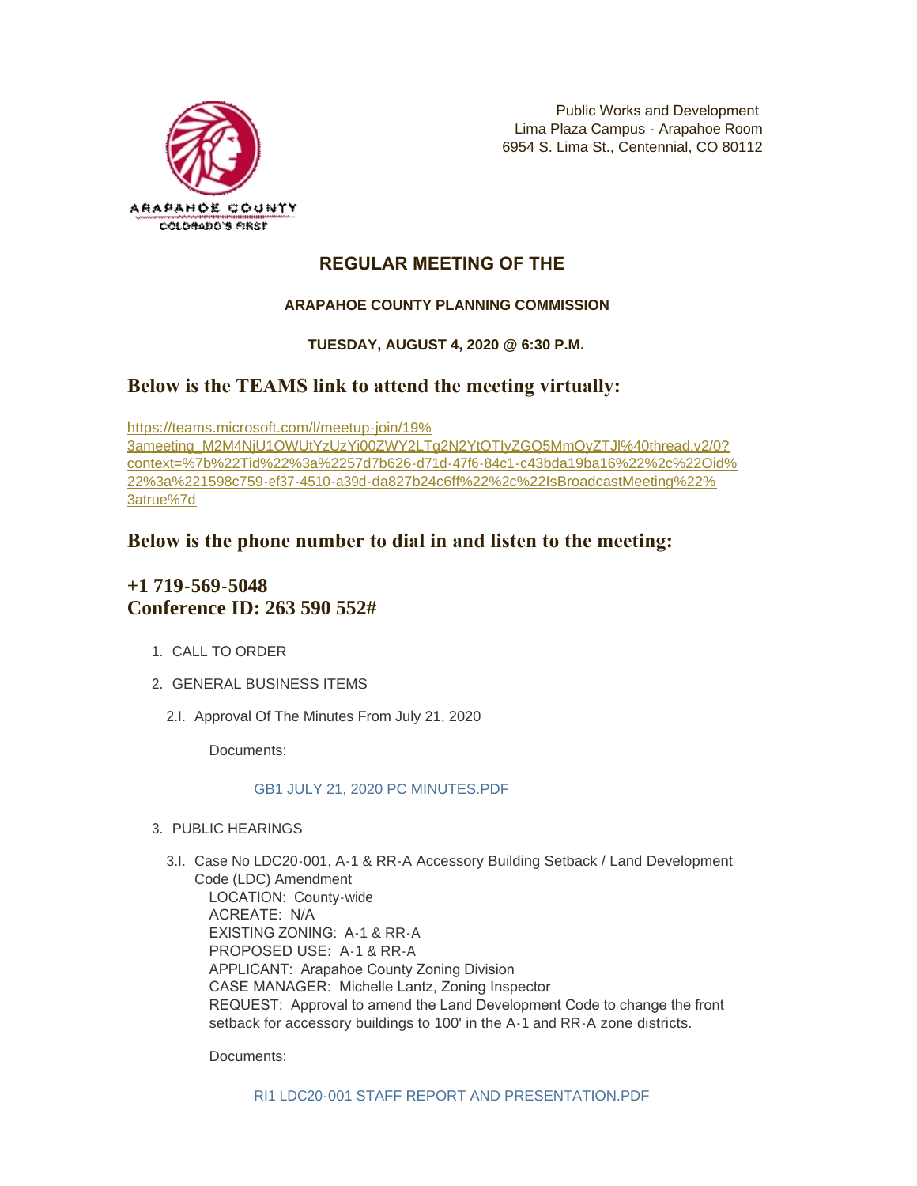ARAPAHOE COUNTY
COLORADO'S FIRST

Public Works and Development
Lima Plaza Campus - Arapahoe Room
6954 S. Lima St., Centennial, CO 80112

# REGULAR MEETING OF THE

### ARAPAHOE COUNTY PLANNING COMMISSION

**TUESDAY, AUGUST 4, 2020 @ 6:30 P.M.**

## Below is the TEAMS link to attend the meeting virtually:

https://teams.microsoft.com/l/meetup-join/19%3ameeting_M2M4NjU1OWUtYzUzYi00ZWY2LTg2N2YtOTIyZGQ5MmQyZTJl%40thread.v2/0?context=%7b%22Tid%22%3a%2257d7b626-d71d-47f6-84c1-c43bda19ba16%22%2c%22Oid%22%3a%221598c759-ef37-4510-a39d-da827b24c6ff%22%2c%22IsBroadcastMeeting%22%3atrue%7d

## Below is the phone number to dial in and listen to the meeting:

## +1 719-569-5048
## Conference ID: 263 590 552#

1. CALL TO ORDER

2. GENERAL BUSINESS ITEMS

   2.I. Approval Of The Minutes From July 21, 2020

   Documents:

   GB1 JULY 21, 2020 PC MINUTES.PDF

3. PUBLIC HEARINGS

   3.I. Case No LDC20-001, A-1 & RR-A Accessory Building Setback / Land Development Code (LDC) Amendment
   LOCATION: County-wide
   ACREATE: N/A
   EXISTING ZONING: A-1 & RR-A
   PROPOSED USE: A-1 & RR-A
   APPLICANT: Arapahoe County Zoning Division
   CASE MANAGER: Michelle Lantz, Zoning Inspector
   REQUEST: Approval to amend the Land Development Code to change the front setback for accessory buildings to 100' in the A-1 and RR-A zone districts.

   Documents:

   RI1 LDC20-001 STAFF REPORT AND PRESENTATION.PDF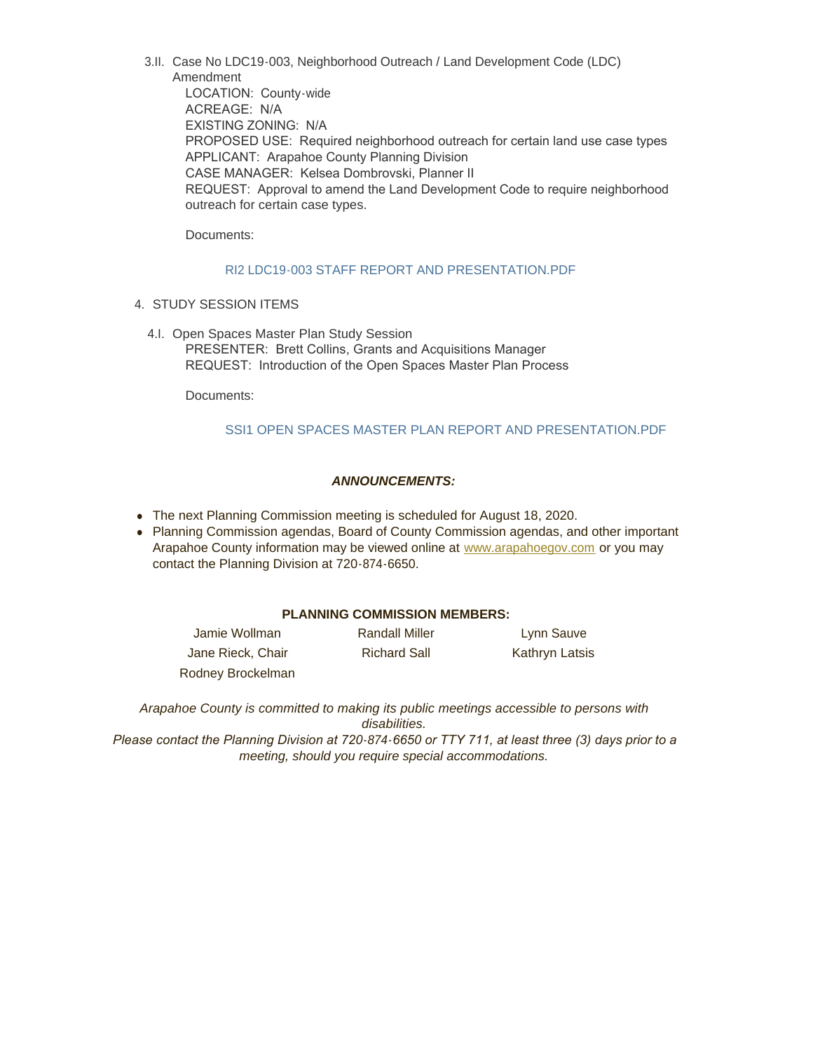3.II. Case No LDC19-003, Neighborhood Outreach / Land Development Code (LDC) Amendment

LOCATION: County-wide
ACREAGE: N/A
EXISTING ZONING: N/A
PROPOSED USE: Required neighborhood outreach for certain land use case types
APPLICANT: Arapahoe County Planning Division
CASE MANAGER: Kelsea Dombrovski, Planner II
REQUEST: Approval to amend the Land Development Code to require neighborhood outreach for certain case types.

Documents:

RI2 LDC19-003 STAFF REPORT AND PRESENTATION.PDF

4. STUDY SESSION ITEMS

4.I. Open Spaces Master Plan Study Session

PRESENTER: Brett Collins, Grants and Acquisitions Manager
REQUEST: Introduction of the Open Spaces Master Plan Process

Documents:

SSI1 OPEN SPACES MASTER PLAN REPORT AND PRESENTATION.PDF

***ANNOUNCEMENTS:***

- The next Planning Commission meeting is scheduled for August 18, 2020.
- Planning Commission agendas, Board of County Commission agendas, and other important Arapahoe County information may be viewed online at www.arapahoegov.com or you may contact the Planning Division at 720-874-6650.

**PLANNING COMMISSION MEMBERS:**

| | | |
|---|---|---|
| Jamie Wollman | Randall Miller | Lynn Sauve |
| Jane Rieck, Chair | Richard Sall | Kathryn Latsis |
| Rodney Brockelman | | |

*Arapahoe County is committed to making its public meetings accessible to persons with disabilities.*
*Please contact the Planning Division at 720-874-6650 or TTY 711, at least three (3) days prior to a meeting, should you require special accommodations.*